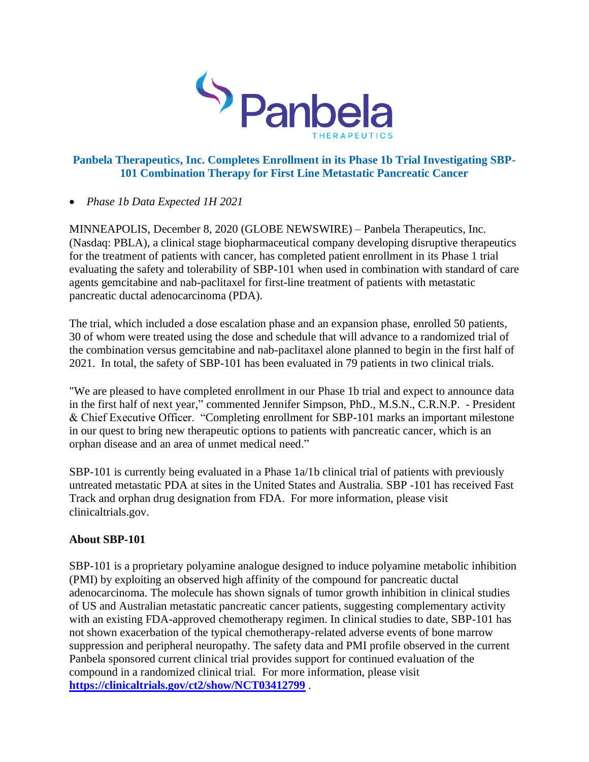Panbela

THERAPEUTICS

## Panbela Therapeutics, Inc. Completes Enrollment in its Phase 1b Trial Investigating SBP-101 Combination Therapy for First Line Metastatic Pancreatic Cancer

- *Phase 1b Data Expected 1H 2021*

MINNEAPOLIS, December 8, 2020 (GLOBE NEWSWIRE) – Panbela Therapeutics, Inc. (Nasdaq: PBLA), a clinical stage biopharmaceutical company developing disruptive therapeutics for the treatment of patients with cancer, has completed patient enrollment in its Phase 1 trial evaluating the safety and tolerability of SBP-101 when used in combination with standard of care agents gemcitabine and nab-paclitaxel for first-line treatment of patients with metastatic pancreatic ductal adenocarcinoma (PDA).

The trial, which included a dose escalation phase and an expansion phase, enrolled 50 patients, 30 of whom were treated using the dose and schedule that will advance to a randomized trial of the combination versus gemcitabine and nab-paclitaxel alone planned to begin in the first half of 2021. In total, the safety of SBP-101 has been evaluated in 79 patients in two clinical trials.

"We are pleased to have completed enrollment in our Phase 1b trial and expect to announce data in the first half of next year," commented Jennifer Simpson, PhD., M.S.N., C.R.N.P. - President & Chief Executive Officer. "Completing enrollment for SBP-101 marks an important milestone in our quest to bring new therapeutic options to patients with pancreatic cancer, which is an orphan disease and an area of unmet medical need."

SBP-101 is currently being evaluated in a Phase 1a/1b clinical trial of patients with previously untreated metastatic PDA at sites in the United States and Australia. SBP -101 has received Fast Track and orphan drug designation from FDA. For more information, please visit clinicaltrials.gov.

**About SBP-101**

SBP-101 is a proprietary polyamine analogue designed to induce polyamine metabolic inhibition (PMI) by exploiting an observed high affinity of the compound for pancreatic ductal adenocarcinoma. The molecule has shown signals of tumor growth inhibition in clinical studies of US and Australian metastatic pancreatic cancer patients, suggesting complementary activity with an existing FDA-approved chemotherapy regimen. In clinical studies to date, SBP-101 has not shown exacerbation of the typical chemotherapy-related adverse events of bone marrow suppression and peripheral neuropathy. The safety data and PMI profile observed in the current Panbela sponsored current clinical trial provides support for continued evaluation of the compound in a randomized clinical trial. For more information, please visit **https://clinicaltrials.gov/ct2/show/NCT03412799** .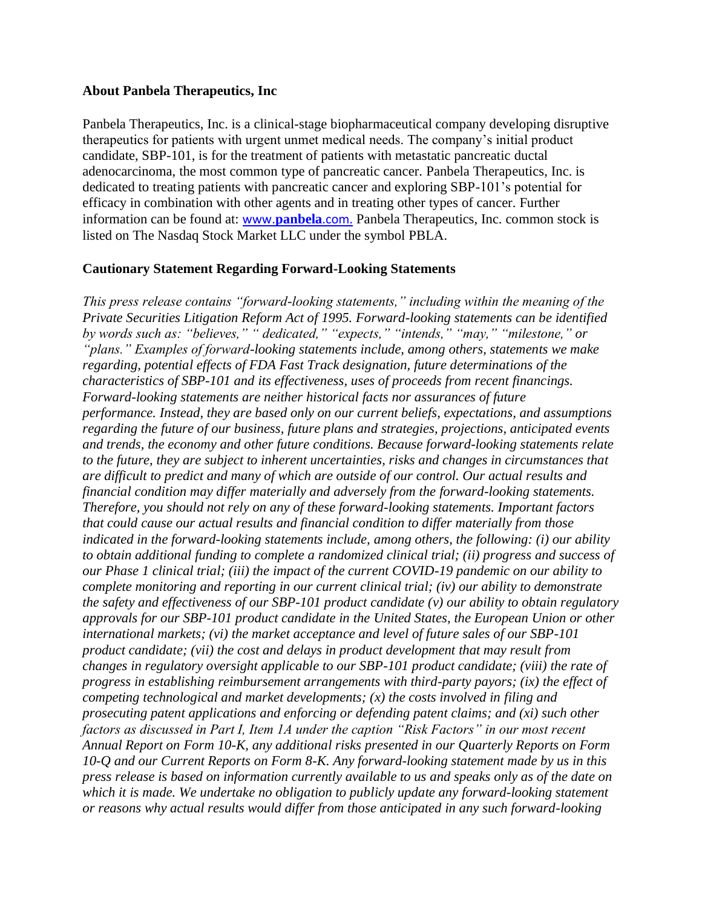### About Panbela Therapeutics, Inc

Panbela Therapeutics, Inc. is a clinical-stage biopharmaceutical company developing disruptive therapeutics for patients with urgent unmet medical needs. The company's initial product candidate, SBP-101, is for the treatment of patients with metastatic pancreatic ductal adenocarcinoma, the most common type of pancreatic cancer. Panbela Therapeutics, Inc. is dedicated to treating patients with pancreatic cancer and exploring SBP-101's potential for efficacy in combination with other agents and in treating other types of cancer. Further information can be found at: [www.**panbela**.com.](http://www.panbela.com) Panbela Therapeutics, Inc. common stock is listed on The Nasdaq Stock Market LLC under the symbol PBLA.

### Cautionary Statement Regarding Forward-Looking Statements

*This press release contains "forward-looking statements," including within the meaning of the Private Securities Litigation Reform Act of 1995. Forward-looking statements can be identified by words such as: "believes," " dedicated," "expects," "intends," "may," "milestone," or "plans." Examples of forward-looking statements include, among others, statements we make regarding, potential effects of FDA Fast Track designation, future determinations of the characteristics of SBP-101 and its effectiveness, uses of proceeds from recent financings. Forward-looking statements are neither historical facts nor assurances of future performance. Instead, they are based only on our current beliefs, expectations, and assumptions regarding the future of our business, future plans and strategies, projections, anticipated events and trends, the economy and other future conditions. Because forward-looking statements relate to the future, they are subject to inherent uncertainties, risks and changes in circumstances that are difficult to predict and many of which are outside of our control. Our actual results and financial condition may differ materially and adversely from the forward-looking statements. Therefore, you should not rely on any of these forward-looking statements. Important factors that could cause our actual results and financial condition to differ materially from those indicated in the forward-looking statements include, among others, the following: (i) our ability to obtain additional funding to complete a randomized clinical trial; (ii) progress and success of our Phase 1 clinical trial; (iii) the impact of the current COVID-19 pandemic on our ability to complete monitoring and reporting in our current clinical trial; (iv) our ability to demonstrate the safety and effectiveness of our SBP-101 product candidate (v) our ability to obtain regulatory approvals for our SBP-101 product candidate in the United States, the European Union or other international markets; (vi) the market acceptance and level of future sales of our SBP-101 product candidate; (vii) the cost and delays in product development that may result from changes in regulatory oversight applicable to our SBP-101 product candidate; (viii) the rate of progress in establishing reimbursement arrangements with third-party payors; (ix) the effect of competing technological and market developments; (x) the costs involved in filing and prosecuting patent applications and enforcing or defending patent claims; and (xi) such other factors as discussed in Part I, Item 1A under the caption "Risk Factors" in our most recent Annual Report on Form 10-K, any additional risks presented in our Quarterly Reports on Form 10-Q and our Current Reports on Form 8-K. Any forward-looking statement made by us in this press release is based on information currently available to us and speaks only as of the date on which it is made. We undertake no obligation to publicly update any forward-looking statement or reasons why actual results would differ from those anticipated in any such forward-looking*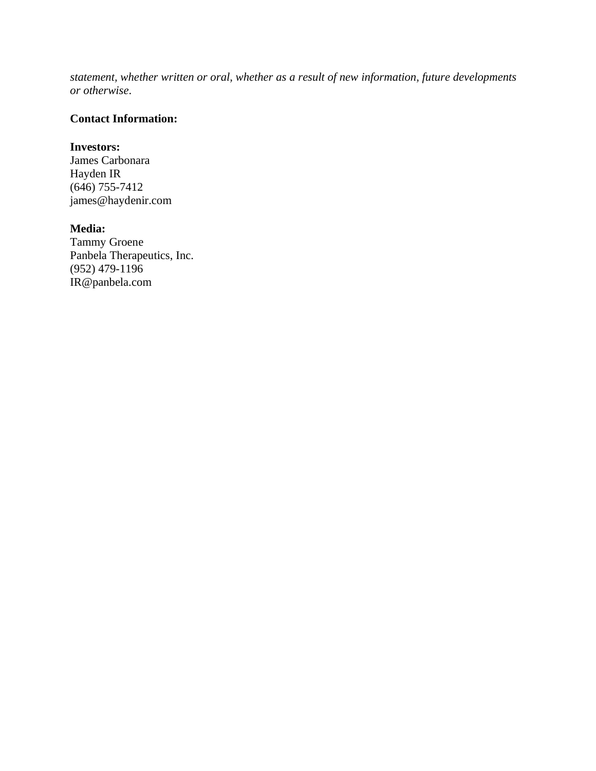*statement, whether written or oral, whether as a result of new information, future developments or otherwise.*

**Contact Information:**

**Investors:**
James Carbonara
Hayden IR
(646) 755-7412
james@haydenir.com

**Media:**
Tammy Groene
Panbela Therapeutics, Inc.
(952) 479-1196
IR@panbela.com